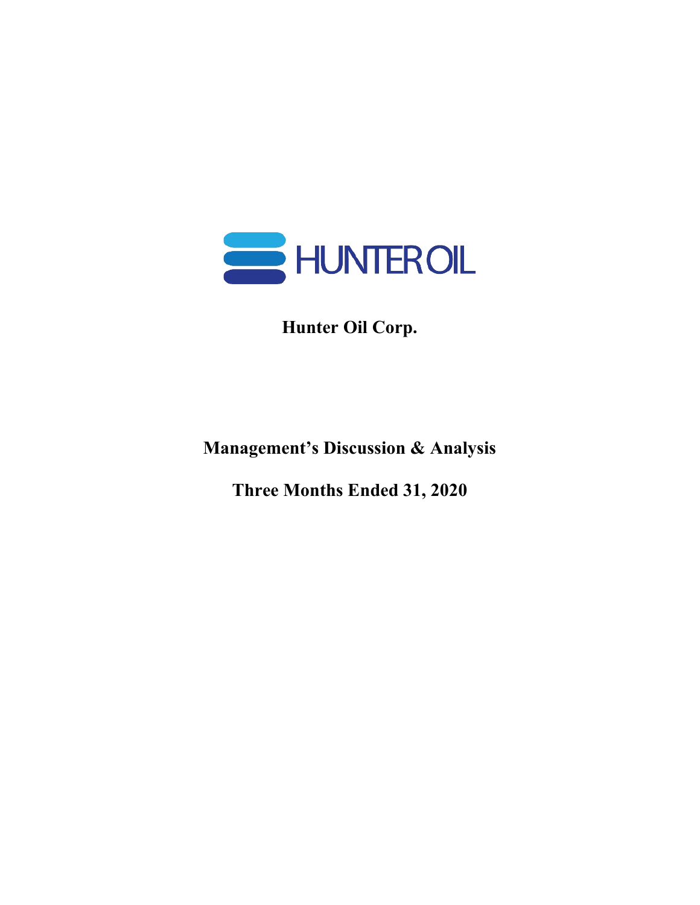HUNTER OIL

# Hunter Oil Corp.

## Management's Discussion & Analysis

## Three Months Ended 31, 2020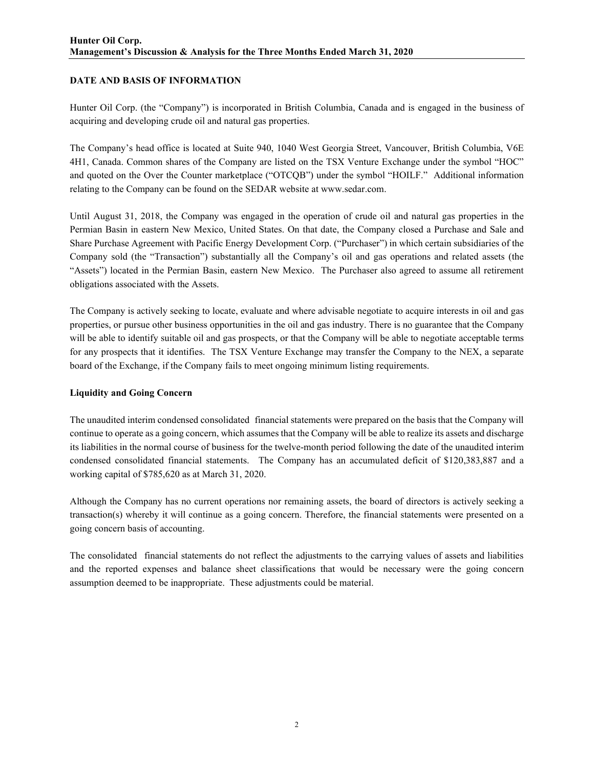## DATE AND BASIS OF INFORMATION

Hunter Oil Corp. (the "Company") is incorporated in British Columbia, Canada and is engaged in the business of acquiring and developing crude oil and natural gas properties.

The Company's head office is located at Suite 940, 1040 West Georgia Street, Vancouver, British Columbia, V6E 4H1, Canada. Common shares of the Company are listed on the TSX Venture Exchange under the symbol "HOC" and quoted on the Over the Counter marketplace ("OTCQB") under the symbol "HOILF." Additional information relating to the Company can be found on the SEDAR website at www.sedar.com.

Until August 31, 2018, the Company was engaged in the operation of crude oil and natural gas properties in the Permian Basin in eastern New Mexico, United States. On that date, the Company closed a Purchase and Sale and Share Purchase Agreement with Pacific Energy Development Corp. ("Purchaser") in which certain subsidiaries of the Company sold (the "Transaction") substantially all the Company's oil and gas operations and related assets (the "Assets") located in the Permian Basin, eastern New Mexico. The Purchaser also agreed to assume all retirement obligations associated with the Assets.

The Company is actively seeking to locate, evaluate and where advisable negotiate to acquire interests in oil and gas properties, or pursue other business opportunities in the oil and gas industry. There is no guarantee that the Company will be able to identify suitable oil and gas prospects, or that the Company will be able to negotiate acceptable terms for any prospects that it identifies. The TSX Venture Exchange may transfer the Company to the NEX, a separate board of the Exchange, if the Company fails to meet ongoing minimum listing requirements.

### Liquidity and Going Concern

The unaudited interim condensed consolidated financial statements were prepared on the basis that the Company will continue to operate as a going concern, which assumes that the Company will be able to realize its assets and discharge its liabilities in the normal course of business for the twelve-month period following the date of the unaudited interim condensed consolidated financial statements. The Company has an accumulated deficit of $120,383,887 and a working capital of $785,620 as at March 31, 2020.

Although the Company has no current operations nor remaining assets, the board of directors is actively seeking a transaction(s) whereby it will continue as a going concern. Therefore, the financial statements were presented on a going concern basis of accounting.

The consolidated financial statements do not reflect the adjustments to the carrying values of assets and liabilities and the reported expenses and balance sheet classifications that would be necessary were the going concern assumption deemed to be inappropriate. These adjustments could be material.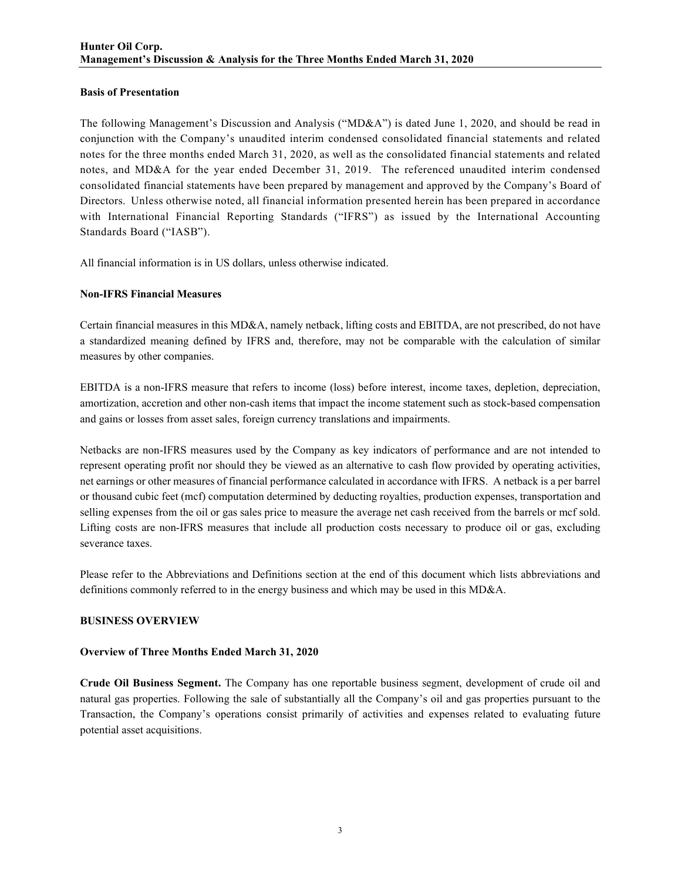### Basis of Presentation

The following Management's Discussion and Analysis ("MD&A") is dated June 1, 2020, and should be read in conjunction with the Company's unaudited interim condensed consolidated financial statements and related notes for the three months ended March 31, 2020, as well as the consolidated financial statements and related notes, and MD&A for the year ended December 31, 2019. The referenced unaudited interim condensed consolidated financial statements have been prepared by management and approved by the Company's Board of Directors. Unless otherwise noted, all financial information presented herein has been prepared in accordance with International Financial Reporting Standards ("IFRS") as issued by the International Accounting Standards Board ("IASB").

All financial information is in US dollars, unless otherwise indicated.

### Non-IFRS Financial Measures

Certain financial measures in this MD&A, namely netback, lifting costs and EBITDA, are not prescribed, do not have a standardized meaning defined by IFRS and, therefore, may not be comparable with the calculation of similar measures by other companies.

EBITDA is a non-IFRS measure that refers to income (loss) before interest, income taxes, depletion, depreciation, amortization, accretion and other non-cash items that impact the income statement such as stock-based compensation and gains or losses from asset sales, foreign currency translations and impairments.

Netbacks are non-IFRS measures used by the Company as key indicators of performance and are not intended to represent operating profit nor should they be viewed as an alternative to cash flow provided by operating activities, net earnings or other measures of financial performance calculated in accordance with IFRS. A netback is a per barrel or thousand cubic feet (mcf) computation determined by deducting royalties, production expenses, transportation and selling expenses from the oil or gas sales price to measure the average net cash received from the barrels or mcf sold. Lifting costs are non-IFRS measures that include all production costs necessary to produce oil or gas, excluding severance taxes.

Please refer to the Abbreviations and Definitions section at the end of this document which lists abbreviations and definitions commonly referred to in the energy business and which may be used in this MD&A.

## BUSINESS OVERVIEW

### Overview of Three Months Ended March 31, 2020

**Crude Oil Business Segment.** The Company has one reportable business segment, development of crude oil and natural gas properties. Following the sale of substantially all the Company's oil and gas properties pursuant to the Transaction, the Company's operations consist primarily of activities and expenses related to evaluating future potential asset acquisitions.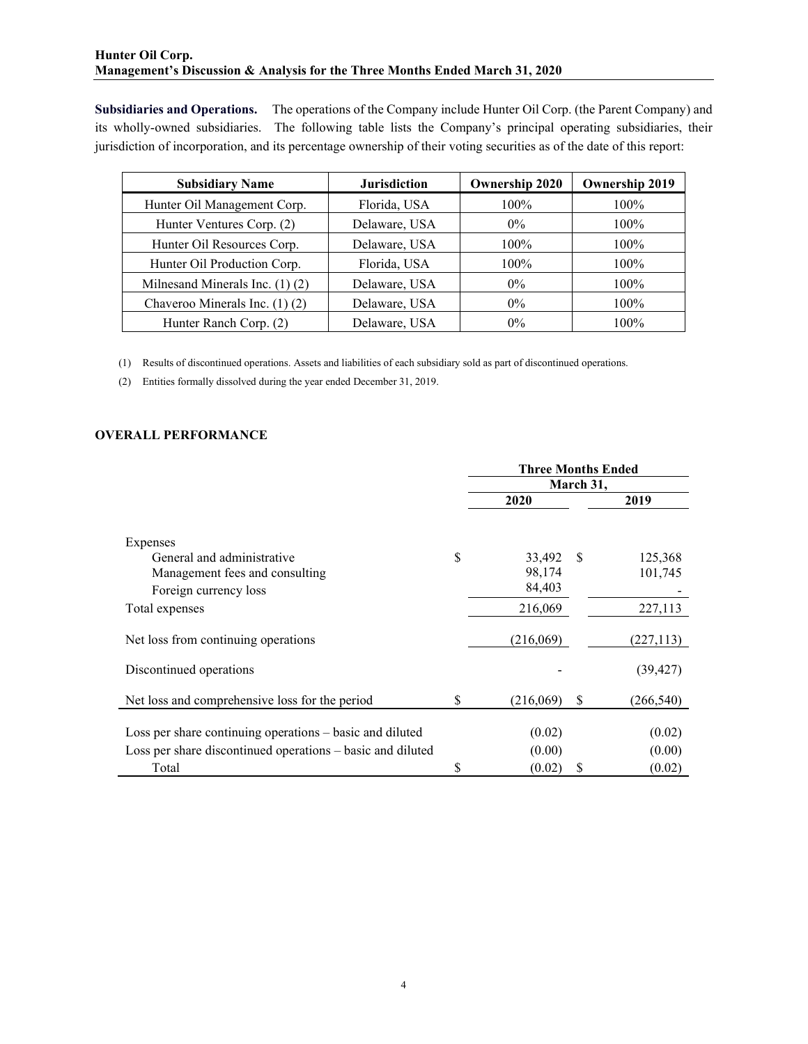**Subsidiaries and Operations.** The operations of the Company include Hunter Oil Corp. (the Parent Company) and its wholly-owned subsidiaries. The following table lists the Company's principal operating subsidiaries, their jurisdiction of incorporation, and its percentage ownership of their voting securities as of the date of this report:

| Subsidiary Name | Jurisdiction | Ownership 2020 | Ownership 2019 |
|---|---|---|---|
| Hunter Oil Management Corp. | Florida, USA | 100% | 100% |
| Hunter Ventures Corp. (2) | Delaware, USA | 0% | 100% |
| Hunter Oil Resources Corp. | Delaware, USA | 100% | 100% |
| Hunter Oil Production Corp. | Florida, USA | 100% | 100% |
| Milnesand Minerals Inc. (1) (2) | Delaware, USA | 0% | 100% |
| Chaveroo Minerals Inc. (1) (2) | Delaware, USA | 0% | 100% |
| Hunter Ranch Corp. (2) | Delaware, USA | 0% | 100% |

(1) Results of discontinued operations. Assets and liabilities of each subsidiary sold as part of discontinued operations.

(2) Entities formally dissolved during the year ended December 31, 2019.

## OVERALL PERFORMANCE

| | Three Months Ended March 31, | |
|---|---|---|
| | 2020 | 2019 |
| Expenses | | |
| General and administrative | $ 33,492 | $ 125,368 |
| Management fees and consulting | 98,174 | 101,745 |
| Foreign currency loss | 84,403 | - |
| Total expenses | 216,069 | 227,113 |
| Net loss from continuing operations | (216,069) | (227,113) |
| Discontinued operations | - | (39,427) |
| Net loss and comprehensive loss for the period | $ (216,069) | $ (266,540) |
| Loss per share continuing operations – basic and diluted | (0.02) | (0.02) |
| Loss per share discontinued operations – basic and diluted | (0.00) | (0.00) |
| Total | $ (0.02) | $ (0.02) |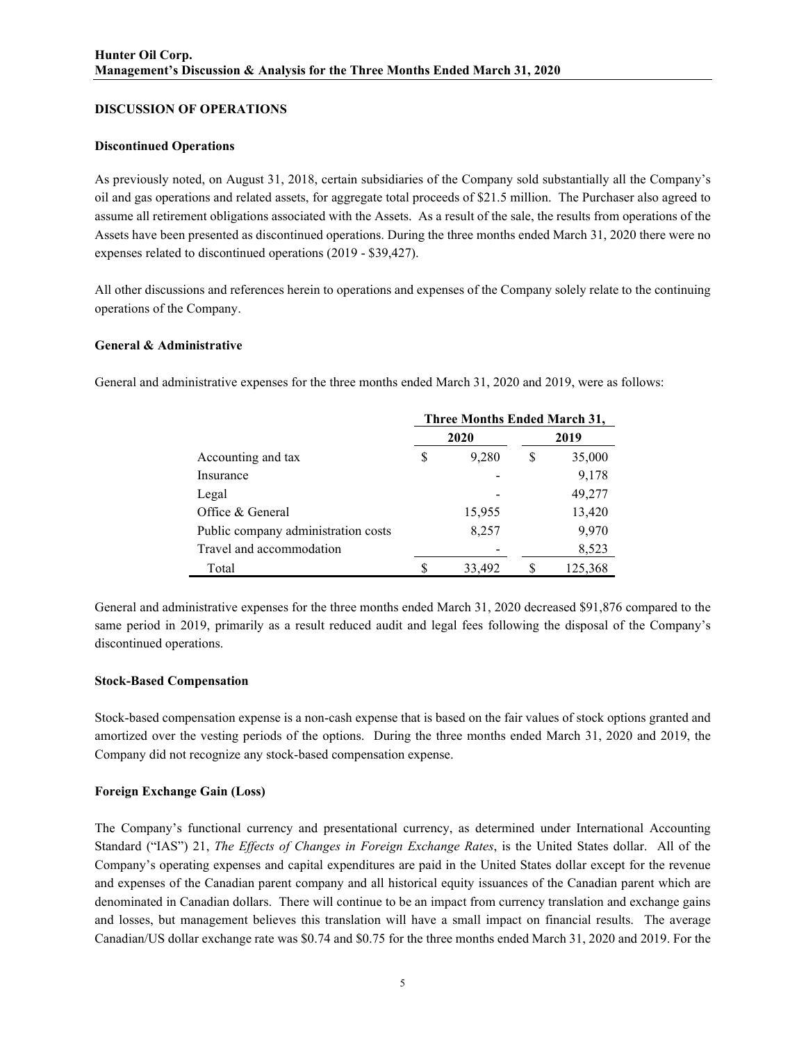## DISCUSSION OF OPERATIONS

### Discontinued Operations

As previously noted, on August 31, 2018, certain subsidiaries of the Company sold substantially all the Company's oil and gas operations and related assets, for aggregate total proceeds of $21.5 million. The Purchaser also agreed to assume all retirement obligations associated with the Assets. As a result of the sale, the results from operations of the Assets have been presented as discontinued operations. During the three months ended March 31, 2020 there were no expenses related to discontinued operations (2019 - $39,427).

All other discussions and references herein to operations and expenses of the Company solely relate to the continuing operations of the Company.

### General & Administrative

General and administrative expenses for the three months ended March 31, 2020 and 2019, were as follows:

| | Three Months Ended March 31, | |
|---|---|---|
| | 2020 | 2019 |
| Accounting and tax | $ 9,280 | $ 35,000 |
| Insurance | - | 9,178 |
| Legal | - | 49,277 |
| Office & General | 15,955 | 13,420 |
| Public company administration costs | 8,257 | 9,970 |
| Travel and accommodation | - | 8,523 |
| Total | $ 33,492 | $ 125,368 |

General and administrative expenses for the three months ended March 31, 2020 decreased $91,876 compared to the same period in 2019, primarily as a result reduced audit and legal fees following the disposal of the Company's discontinued operations.

### Stock-Based Compensation

Stock-based compensation expense is a non-cash expense that is based on the fair values of stock options granted and amortized over the vesting periods of the options. During the three months ended March 31, 2020 and 2019, the Company did not recognize any stock-based compensation expense.

### Foreign Exchange Gain (Loss)

The Company's functional currency and presentational currency, as determined under International Accounting Standard ("IAS") 21, *The Effects of Changes in Foreign Exchange Rates*, is the United States dollar. All of the Company's operating expenses and capital expenditures are paid in the United States dollar except for the revenue and expenses of the Canadian parent company and all historical equity issuances of the Canadian parent which are denominated in Canadian dollars. There will continue to be an impact from currency translation and exchange gains and losses, but management believes this translation will have a small impact on financial results. The average Canadian/US dollar exchange rate was $0.74 and $0.75 for the three months ended March 31, 2020 and 2019. For the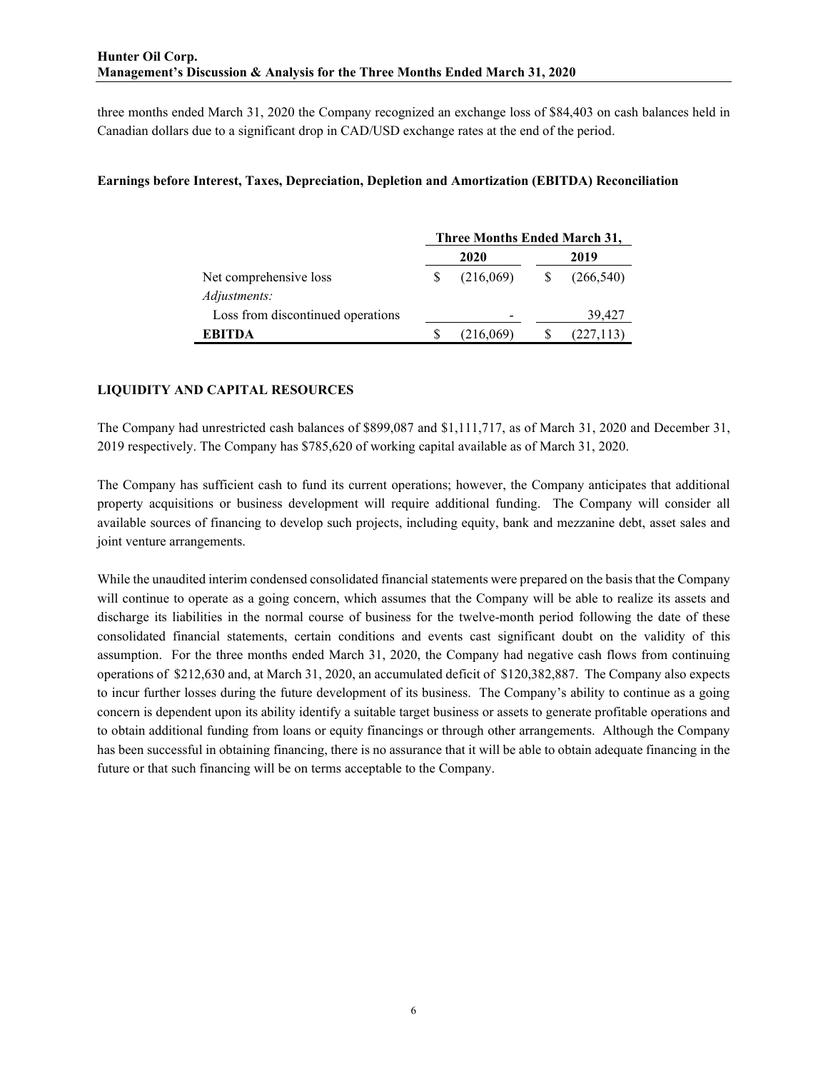three months ended March 31, 2020 the Company recognized an exchange loss of $84,403 on cash balances held in Canadian dollars due to a significant drop in CAD/USD exchange rates at the end of the period.

**Earnings before Interest, Taxes, Depreciation, Depletion and Amortization (EBITDA) Reconciliation**

| | Three Months Ended March 31, | |
|---|---|---|
| | 2020 | 2019 |
| Net comprehensive loss | $ (216,069) | $ (266,540) |
| *Adjustments:* | | |
| Loss from discontinued operations | - | 39,427 |
| **EBITDA** | $ (216,069) | $ (227,113) |

## LIQUIDITY AND CAPITAL RESOURCES

The Company had unrestricted cash balances of $899,087 and $1,111,717, as of March 31, 2020 and December 31, 2019 respectively. The Company has $785,620 of working capital available as of March 31, 2020.

The Company has sufficient cash to fund its current operations; however, the Company anticipates that additional property acquisitions or business development will require additional funding. The Company will consider all available sources of financing to develop such projects, including equity, bank and mezzanine debt, asset sales and joint venture arrangements.

While the unaudited interim condensed consolidated financial statements were prepared on the basis that the Company will continue to operate as a going concern, which assumes that the Company will be able to realize its assets and discharge its liabilities in the normal course of business for the twelve-month period following the date of these consolidated financial statements, certain conditions and events cast significant doubt on the validity of this assumption. For the three months ended March 31, 2020, the Company had negative cash flows from continuing operations of $212,630 and, at March 31, 2020, an accumulated deficit of $120,382,887. The Company also expects to incur further losses during the future development of its business. The Company's ability to continue as a going concern is dependent upon its ability identify a suitable target business or assets to generate profitable operations and to obtain additional funding from loans or equity financings or through other arrangements. Although the Company has been successful in obtaining financing, there is no assurance that it will be able to obtain adequate financing in the future or that such financing will be on terms acceptable to the Company.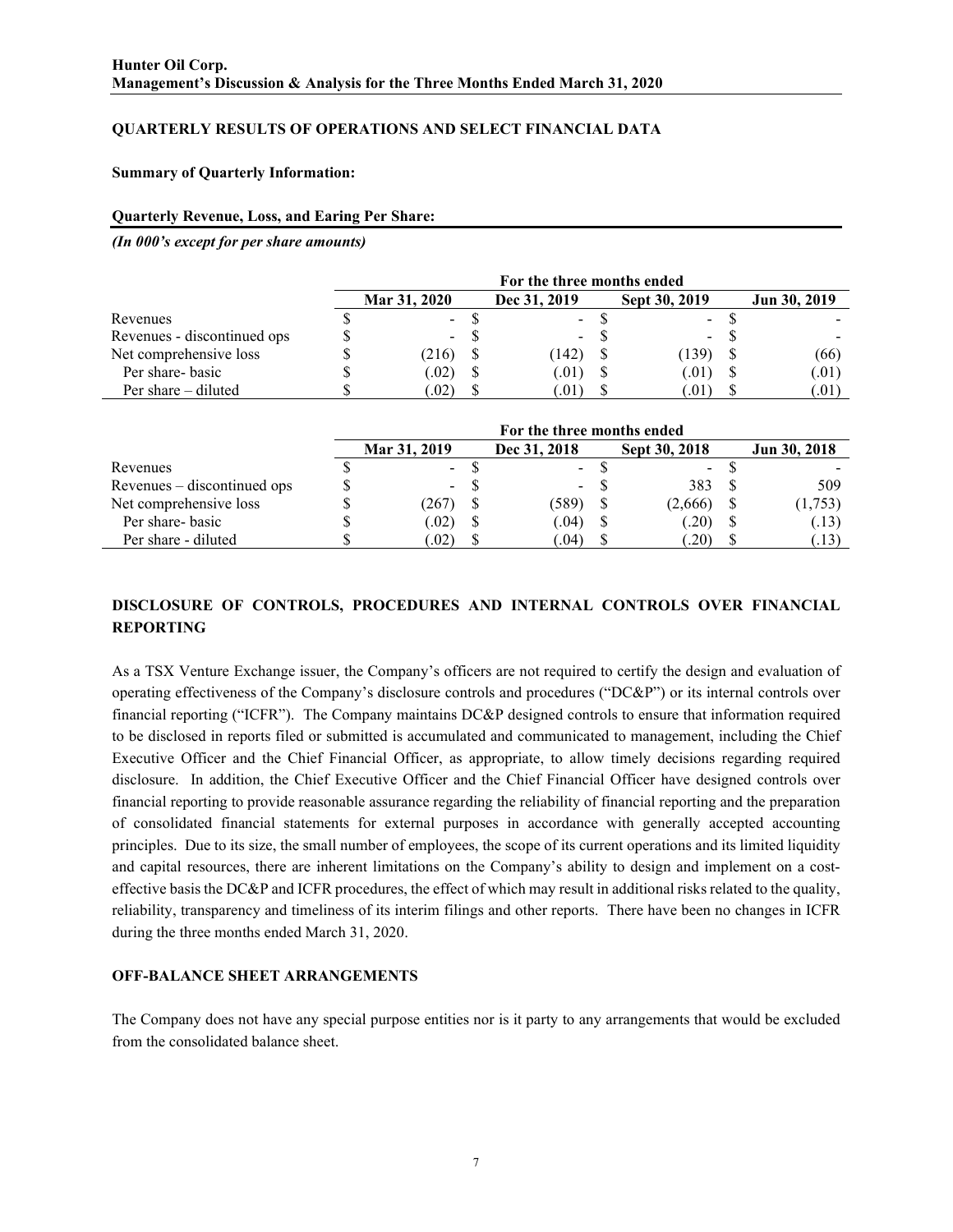## QUARTERLY RESULTS OF OPERATIONS AND SELECT FINANCIAL DATA

**Summary of Quarterly Information:**

**Quarterly Revenue, Loss, and Earing Per Share:**

***(In 000's except for per share amounts)***

| | For the three months ended | | | |
|---|---|---|---|---|
| | **Mar 31, 2020** | **Dec 31, 2019** | **Sept 30, 2019** | **Jun 30, 2019** |
| Revenues | $ - | $ - | $ - | $ - |
| Revenues - discontinued ops | $ - | $ - | $ - | $ - |
| Net comprehensive loss | $ (216) | $ (142) | $ (139) | $ (66) |
| Per share- basic | $ (.02) | $ (.01) | $ (.01) | $ (.01) |
| Per share – diluted | $ (.02) | $ (.01) | $ (.01) | $ (.01) |

| | For the three months ended | | | |
|---|---|---|---|---|
| | **Mar 31, 2019** | **Dec 31, 2018** | **Sept 30, 2018** | **Jun 30, 2018** |
| Revenues | $ - | $ - | $ - | $ - |
| Revenues – discontinued ops | $ - | $ - | $ 383 | $ 509 |
| Net comprehensive loss | $ (267) | $ (589) | $ (2,666) | $ (1,753) |
| Per share- basic | $ (.02) | $ (.04) | $ (.20) | $ (.13) |
| Per share - diluted | $ (.02) | $ (.04) | $ (.20) | $ (.13) |

## DISCLOSURE OF CONTROLS, PROCEDURES AND INTERNAL CONTROLS OVER FINANCIAL REPORTING

As a TSX Venture Exchange issuer, the Company's officers are not required to certify the design and evaluation of operating effectiveness of the Company's disclosure controls and procedures ("DC&P") or its internal controls over financial reporting ("ICFR"). The Company maintains DC&P designed controls to ensure that information required to be disclosed in reports filed or submitted is accumulated and communicated to management, including the Chief Executive Officer and the Chief Financial Officer, as appropriate, to allow timely decisions regarding required disclosure. In addition, the Chief Executive Officer and the Chief Financial Officer have designed controls over financial reporting to provide reasonable assurance regarding the reliability of financial reporting and the preparation of consolidated financial statements for external purposes in accordance with generally accepted accounting principles. Due to its size, the small number of employees, the scope of its current operations and its limited liquidity and capital resources, there are inherent limitations on the Company's ability to design and implement on a cost-effective basis the DC&P and ICFR procedures, the effect of which may result in additional risks related to the quality, reliability, transparency and timeliness of its interim filings and other reports. There have been no changes in ICFR during the three months ended March 31, 2020.

## OFF-BALANCE SHEET ARRANGEMENTS

The Company does not have any special purpose entities nor is it party to any arrangements that would be excluded from the consolidated balance sheet.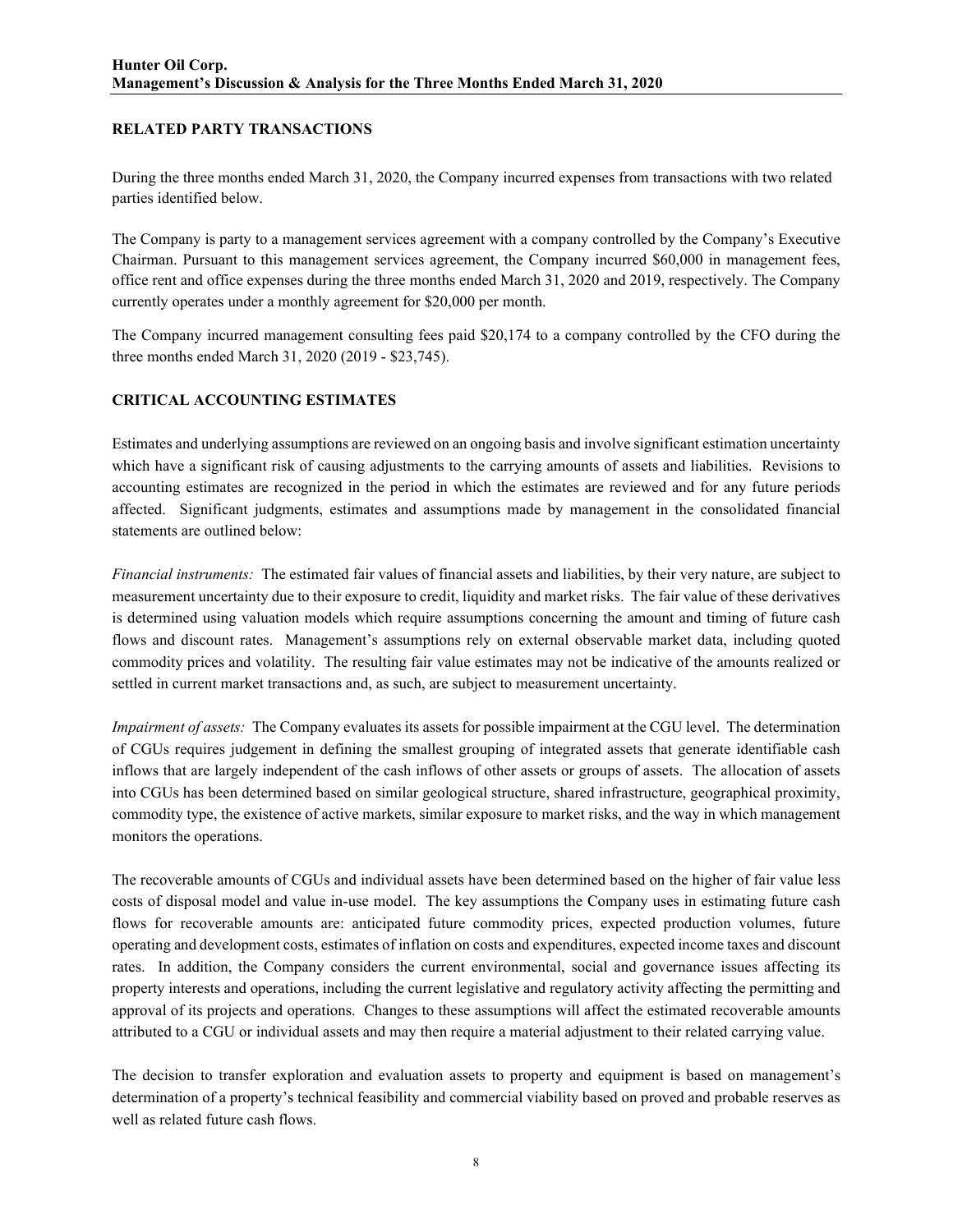## RELATED PARTY TRANSACTIONS

During the three months ended March 31, 2020, the Company incurred expenses from transactions with two related parties identified below.

The Company is party to a management services agreement with a company controlled by the Company's Executive Chairman. Pursuant to this management services agreement, the Company incurred $60,000 in management fees, office rent and office expenses during the three months ended March 31, 2020 and 2019, respectively. The Company currently operates under a monthly agreement for $20,000 per month.

The Company incurred management consulting fees paid $20,174 to a company controlled by the CFO during the three months ended March 31, 2020 (2019 - $23,745).

## CRITICAL ACCOUNTING ESTIMATES

Estimates and underlying assumptions are reviewed on an ongoing basis and involve significant estimation uncertainty which have a significant risk of causing adjustments to the carrying amounts of assets and liabilities. Revisions to accounting estimates are recognized in the period in which the estimates are reviewed and for any future periods affected. Significant judgments, estimates and assumptions made by management in the consolidated financial statements are outlined below:

*Financial instruments:* The estimated fair values of financial assets and liabilities, by their very nature, are subject to measurement uncertainty due to their exposure to credit, liquidity and market risks. The fair value of these derivatives is determined using valuation models which require assumptions concerning the amount and timing of future cash flows and discount rates. Management's assumptions rely on external observable market data, including quoted commodity prices and volatility. The resulting fair value estimates may not be indicative of the amounts realized or settled in current market transactions and, as such, are subject to measurement uncertainty.

*Impairment of assets:* The Company evaluates its assets for possible impairment at the CGU level. The determination of CGUs requires judgement in defining the smallest grouping of integrated assets that generate identifiable cash inflows that are largely independent of the cash inflows of other assets or groups of assets. The allocation of assets into CGUs has been determined based on similar geological structure, shared infrastructure, geographical proximity, commodity type, the existence of active markets, similar exposure to market risks, and the way in which management monitors the operations.

The recoverable amounts of CGUs and individual assets have been determined based on the higher of fair value less costs of disposal model and value in-use model. The key assumptions the Company uses in estimating future cash flows for recoverable amounts are: anticipated future commodity prices, expected production volumes, future operating and development costs, estimates of inflation on costs and expenditures, expected income taxes and discount rates. In addition, the Company considers the current environmental, social and governance issues affecting its property interests and operations, including the current legislative and regulatory activity affecting the permitting and approval of its projects and operations. Changes to these assumptions will affect the estimated recoverable amounts attributed to a CGU or individual assets and may then require a material adjustment to their related carrying value.

The decision to transfer exploration and evaluation assets to property and equipment is based on management's determination of a property's technical feasibility and commercial viability based on proved and probable reserves as well as related future cash flows.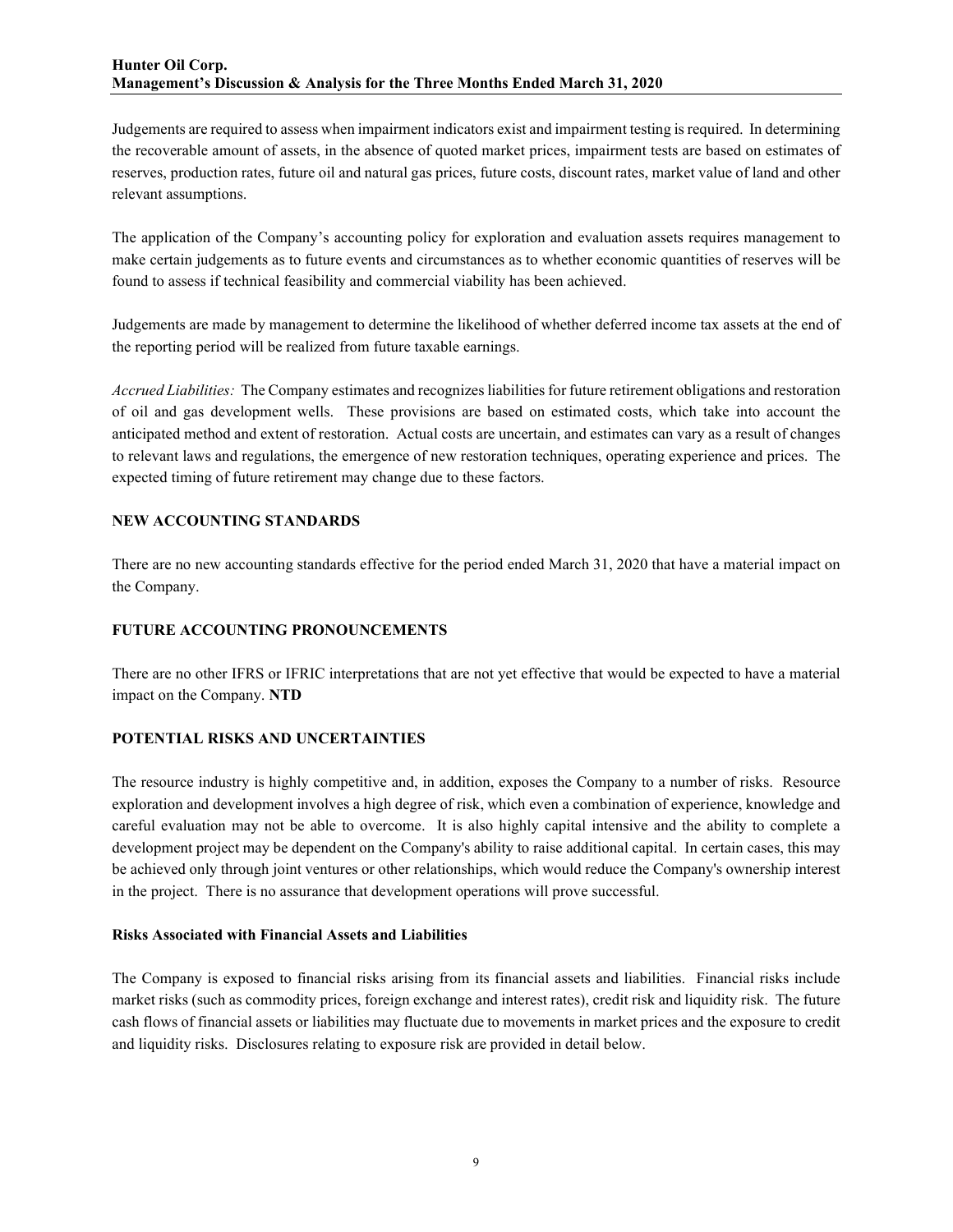Judgements are required to assess when impairment indicators exist and impairment testing is required. In determining the recoverable amount of assets, in the absence of quoted market prices, impairment tests are based on estimates of reserves, production rates, future oil and natural gas prices, future costs, discount rates, market value of land and other relevant assumptions.

The application of the Company's accounting policy for exploration and evaluation assets requires management to make certain judgements as to future events and circumstances as to whether economic quantities of reserves will be found to assess if technical feasibility and commercial viability has been achieved.

Judgements are made by management to determine the likelihood of whether deferred income tax assets at the end of the reporting period will be realized from future taxable earnings.

*Accrued Liabilities:* The Company estimates and recognizes liabilities for future retirement obligations and restoration of oil and gas development wells. These provisions are based on estimated costs, which take into account the anticipated method and extent of restoration. Actual costs are uncertain, and estimates can vary as a result of changes to relevant laws and regulations, the emergence of new restoration techniques, operating experience and prices. The expected timing of future retirement may change due to these factors.

## NEW ACCOUNTING STANDARDS

There are no new accounting standards effective for the period ended March 31, 2020 that have a material impact on the Company.

## FUTURE ACCOUNTING PRONOUNCEMENTS

There are no other IFRS or IFRIC interpretations that are not yet effective that would be expected to have a material impact on the Company. **NTD**

## POTENTIAL RISKS AND UNCERTAINTIES

The resource industry is highly competitive and, in addition, exposes the Company to a number of risks. Resource exploration and development involves a high degree of risk, which even a combination of experience, knowledge and careful evaluation may not be able to overcome. It is also highly capital intensive and the ability to complete a development project may be dependent on the Company's ability to raise additional capital. In certain cases, this may be achieved only through joint ventures or other relationships, which would reduce the Company's ownership interest in the project. There is no assurance that development operations will prove successful.

### Risks Associated with Financial Assets and Liabilities

The Company is exposed to financial risks arising from its financial assets and liabilities. Financial risks include market risks (such as commodity prices, foreign exchange and interest rates), credit risk and liquidity risk. The future cash flows of financial assets or liabilities may fluctuate due to movements in market prices and the exposure to credit and liquidity risks. Disclosures relating to exposure risk are provided in detail below.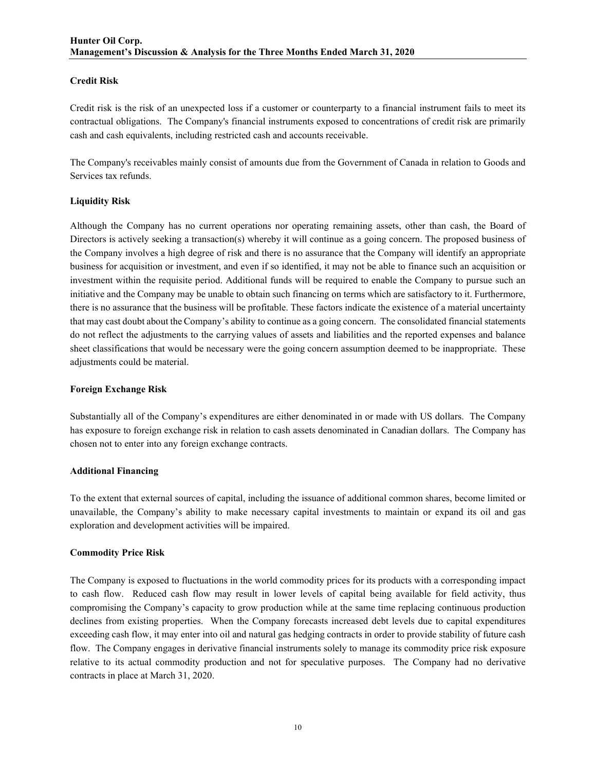### Credit Risk

Credit risk is the risk of an unexpected loss if a customer or counterparty to a financial instrument fails to meet its contractual obligations. The Company's financial instruments exposed to concentrations of credit risk are primarily cash and cash equivalents, including restricted cash and accounts receivable.

The Company's receivables mainly consist of amounts due from the Government of Canada in relation to Goods and Services tax refunds.

### Liquidity Risk

Although the Company has no current operations nor operating remaining assets, other than cash, the Board of Directors is actively seeking a transaction(s) whereby it will continue as a going concern. The proposed business of the Company involves a high degree of risk and there is no assurance that the Company will identify an appropriate business for acquisition or investment, and even if so identified, it may not be able to finance such an acquisition or investment within the requisite period. Additional funds will be required to enable the Company to pursue such an initiative and the Company may be unable to obtain such financing on terms which are satisfactory to it. Furthermore, there is no assurance that the business will be profitable. These factors indicate the existence of a material uncertainty that may cast doubt about the Company's ability to continue as a going concern. The consolidated financial statements do not reflect the adjustments to the carrying values of assets and liabilities and the reported expenses and balance sheet classifications that would be necessary were the going concern assumption deemed to be inappropriate. These adjustments could be material.

### Foreign Exchange Risk

Substantially all of the Company's expenditures are either denominated in or made with US dollars. The Company has exposure to foreign exchange risk in relation to cash assets denominated in Canadian dollars. The Company has chosen not to enter into any foreign exchange contracts.

### Additional Financing

To the extent that external sources of capital, including the issuance of additional common shares, become limited or unavailable, the Company's ability to make necessary capital investments to maintain or expand its oil and gas exploration and development activities will be impaired.

### Commodity Price Risk

The Company is exposed to fluctuations in the world commodity prices for its products with a corresponding impact to cash flow. Reduced cash flow may result in lower levels of capital being available for field activity, thus compromising the Company's capacity to grow production while at the same time replacing continuous production declines from existing properties. When the Company forecasts increased debt levels due to capital expenditures exceeding cash flow, it may enter into oil and natural gas hedging contracts in order to provide stability of future cash flow. The Company engages in derivative financial instruments solely to manage its commodity price risk exposure relative to its actual commodity production and not for speculative purposes. The Company had no derivative contracts in place at March 31, 2020.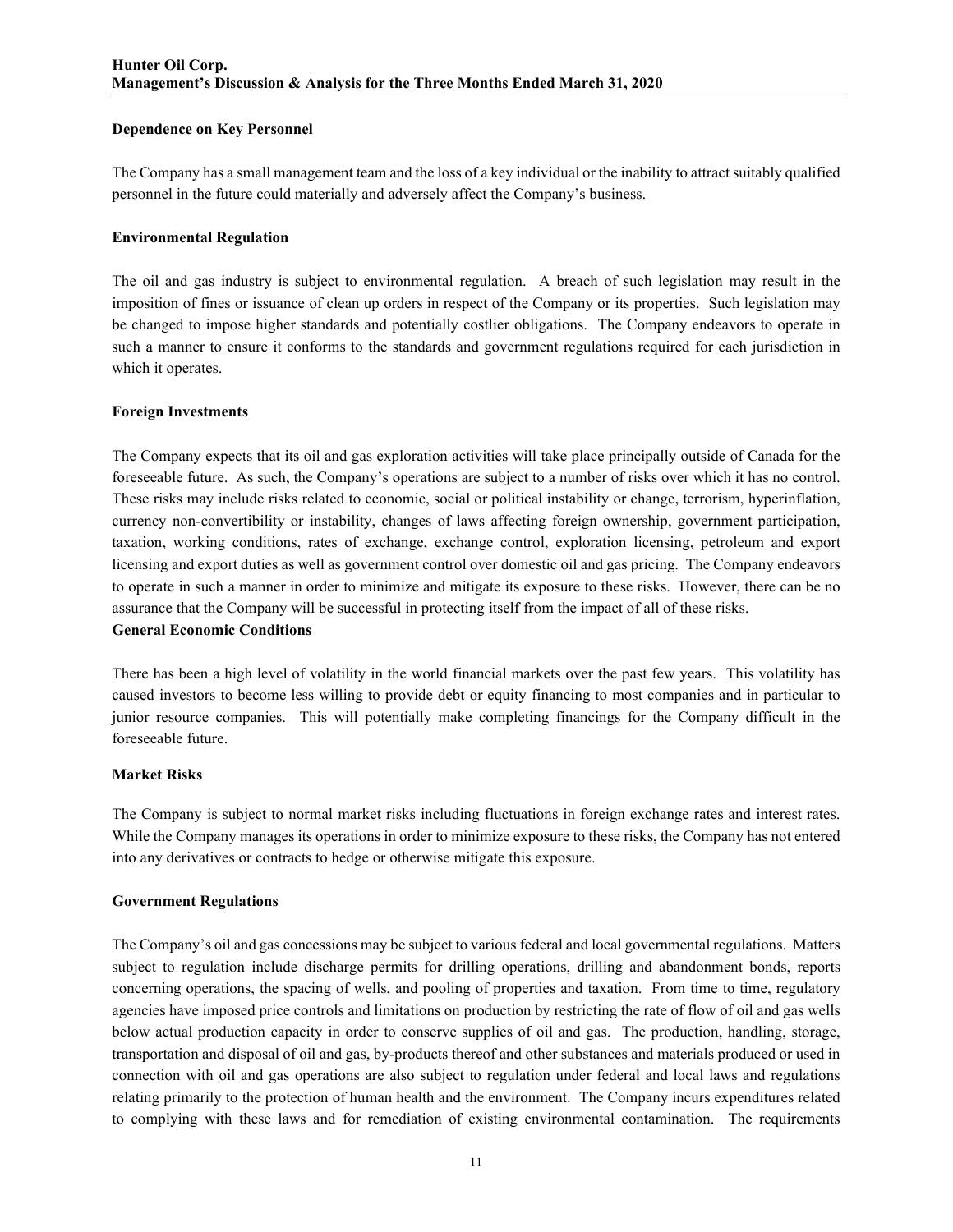### Dependence on Key Personnel

The Company has a small management team and the loss of a key individual or the inability to attract suitably qualified personnel in the future could materially and adversely affect the Company's business.

### Environmental Regulation

The oil and gas industry is subject to environmental regulation. A breach of such legislation may result in the imposition of fines or issuance of clean up orders in respect of the Company or its properties. Such legislation may be changed to impose higher standards and potentially costlier obligations. The Company endeavors to operate in such a manner to ensure it conforms to the standards and government regulations required for each jurisdiction in which it operates.

### Foreign Investments

The Company expects that its oil and gas exploration activities will take place principally outside of Canada for the foreseeable future. As such, the Company's operations are subject to a number of risks over which it has no control. These risks may include risks related to economic, social or political instability or change, terrorism, hyperinflation, currency non-convertibility or instability, changes of laws affecting foreign ownership, government participation, taxation, working conditions, rates of exchange, exchange control, exploration licensing, petroleum and export licensing and export duties as well as government control over domestic oil and gas pricing. The Company endeavors to operate in such a manner in order to minimize and mitigate its exposure to these risks. However, there can be no assurance that the Company will be successful in protecting itself from the impact of all of these risks.

### General Economic Conditions

There has been a high level of volatility in the world financial markets over the past few years. This volatility has caused investors to become less willing to provide debt or equity financing to most companies and in particular to junior resource companies. This will potentially make completing financings for the Company difficult in the foreseeable future.

### Market Risks

The Company is subject to normal market risks including fluctuations in foreign exchange rates and interest rates. While the Company manages its operations in order to minimize exposure to these risks, the Company has not entered into any derivatives or contracts to hedge or otherwise mitigate this exposure.

### Government Regulations

The Company's oil and gas concessions may be subject to various federal and local governmental regulations. Matters subject to regulation include discharge permits for drilling operations, drilling and abandonment bonds, reports concerning operations, the spacing of wells, and pooling of properties and taxation. From time to time, regulatory agencies have imposed price controls and limitations on production by restricting the rate of flow of oil and gas wells below actual production capacity in order to conserve supplies of oil and gas. The production, handling, storage, transportation and disposal of oil and gas, by-products thereof and other substances and materials produced or used in connection with oil and gas operations are also subject to regulation under federal and local laws and regulations relating primarily to the protection of human health and the environment. The Company incurs expenditures related to complying with these laws and for remediation of existing environmental contamination. The requirements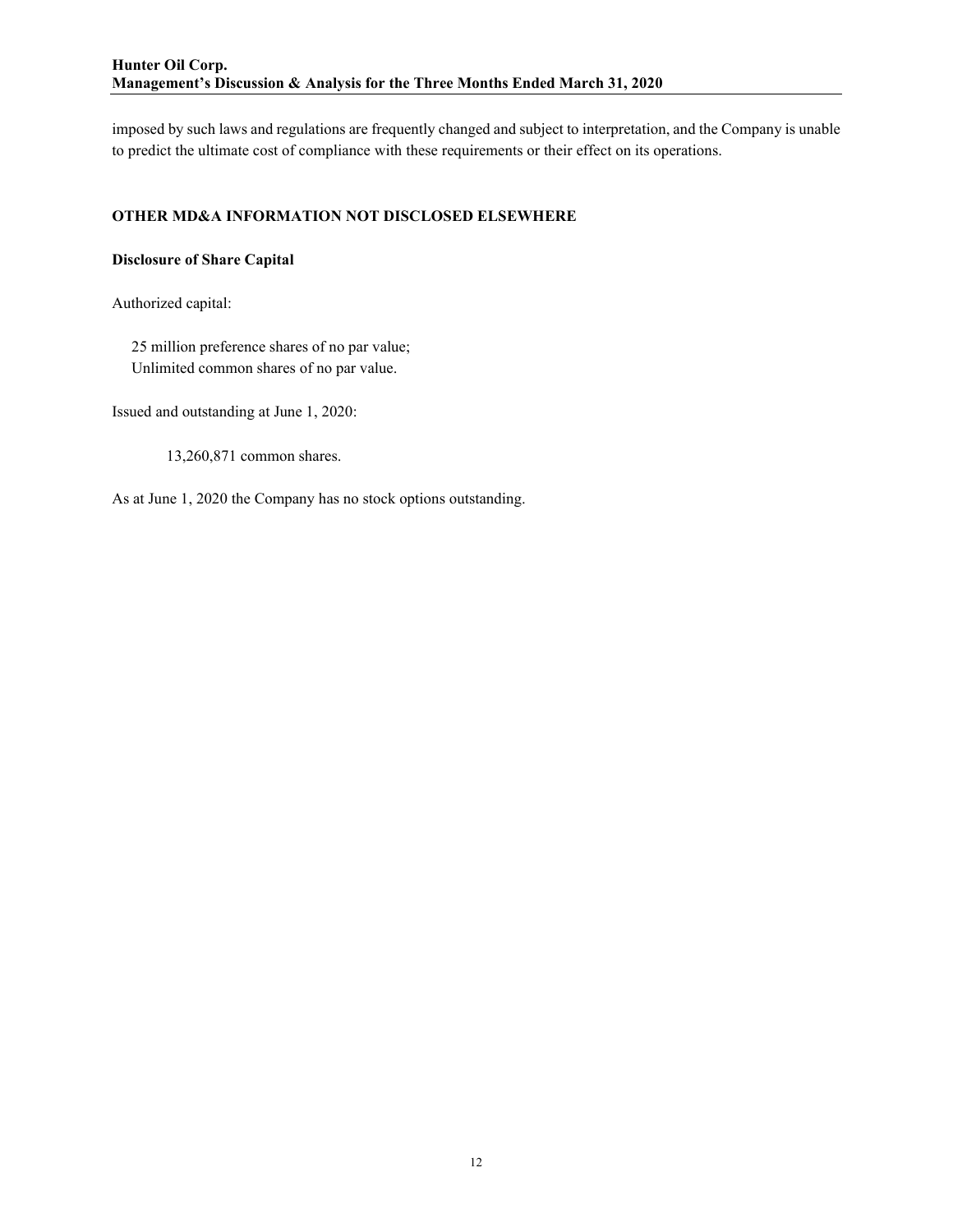imposed by such laws and regulations are frequently changed and subject to interpretation, and the Company is unable to predict the ultimate cost of compliance with these requirements or their effect on its operations.

## OTHER MD&A INFORMATION NOT DISCLOSED ELSEWHERE

### Disclosure of Share Capital

Authorized capital:

25 million preference shares of no par value;
Unlimited common shares of no par value.

Issued and outstanding at June 1, 2020:

13,260,871 common shares.

As at June 1, 2020 the Company has no stock options outstanding.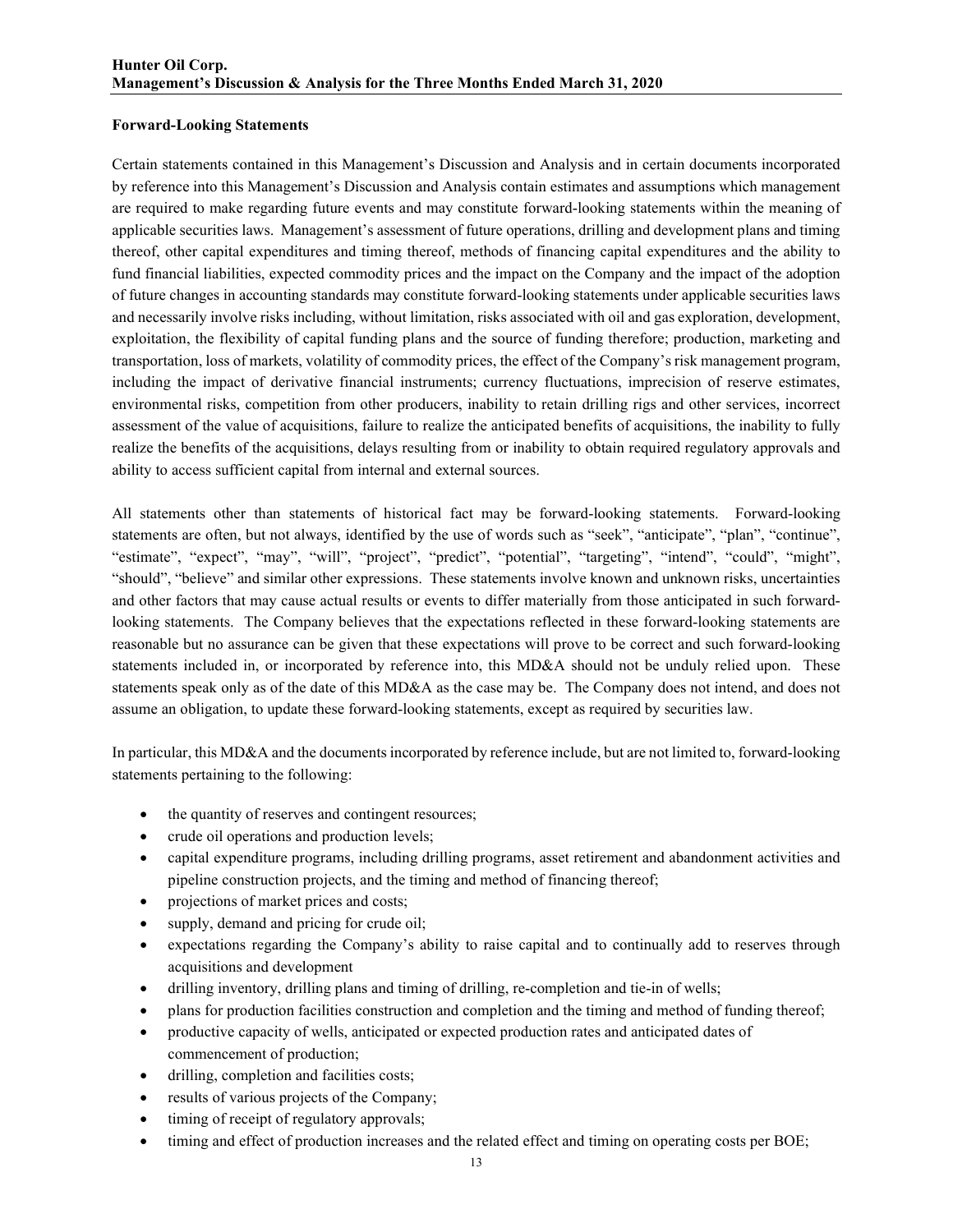**Forward-Looking Statements**

Certain statements contained in this Management's Discussion and Analysis and in certain documents incorporated by reference into this Management's Discussion and Analysis contain estimates and assumptions which management are required to make regarding future events and may constitute forward-looking statements within the meaning of applicable securities laws. Management's assessment of future operations, drilling and development plans and timing thereof, other capital expenditures and timing thereof, methods of financing capital expenditures and the ability to fund financial liabilities, expected commodity prices and the impact on the Company and the impact of the adoption of future changes in accounting standards may constitute forward-looking statements under applicable securities laws and necessarily involve risks including, without limitation, risks associated with oil and gas exploration, development, exploitation, the flexibility of capital funding plans and the source of funding therefore; production, marketing and transportation, loss of markets, volatility of commodity prices, the effect of the Company's risk management program, including the impact of derivative financial instruments; currency fluctuations, imprecision of reserve estimates, environmental risks, competition from other producers, inability to retain drilling rigs and other services, incorrect assessment of the value of acquisitions, failure to realize the anticipated benefits of acquisitions, the inability to fully realize the benefits of the acquisitions, delays resulting from or inability to obtain required regulatory approvals and ability to access sufficient capital from internal and external sources.

All statements other than statements of historical fact may be forward-looking statements. Forward-looking statements are often, but not always, identified by the use of words such as "seek", "anticipate", "plan", "continue", "estimate", "expect", "may", "will", "project", "predict", "potential", "targeting", "intend", "could", "might", "should", "believe" and similar other expressions. These statements involve known and unknown risks, uncertainties and other factors that may cause actual results or events to differ materially from those anticipated in such forward-looking statements. The Company believes that the expectations reflected in these forward-looking statements are reasonable but no assurance can be given that these expectations will prove to be correct and such forward-looking statements included in, or incorporated by reference into, this MD&A should not be unduly relied upon. These statements speak only as of the date of this MD&A as the case may be. The Company does not intend, and does not assume an obligation, to update these forward-looking statements, except as required by securities law.

In particular, this MD&A and the documents incorporated by reference include, but are not limited to, forward-looking statements pertaining to the following:

- the quantity of reserves and contingent resources;
- crude oil operations and production levels;
- capital expenditure programs, including drilling programs, asset retirement and abandonment activities and pipeline construction projects, and the timing and method of financing thereof;
- projections of market prices and costs;
- supply, demand and pricing for crude oil;
- expectations regarding the Company's ability to raise capital and to continually add to reserves through acquisitions and development
- drilling inventory, drilling plans and timing of drilling, re-completion and tie-in of wells;
- plans for production facilities construction and completion and the timing and method of funding thereof;
- productive capacity of wells, anticipated or expected production rates and anticipated dates of commencement of production;
- drilling, completion and facilities costs;
- results of various projects of the Company;
- timing of receipt of regulatory approvals;
- timing and effect of production increases and the related effect and timing on operating costs per BOE;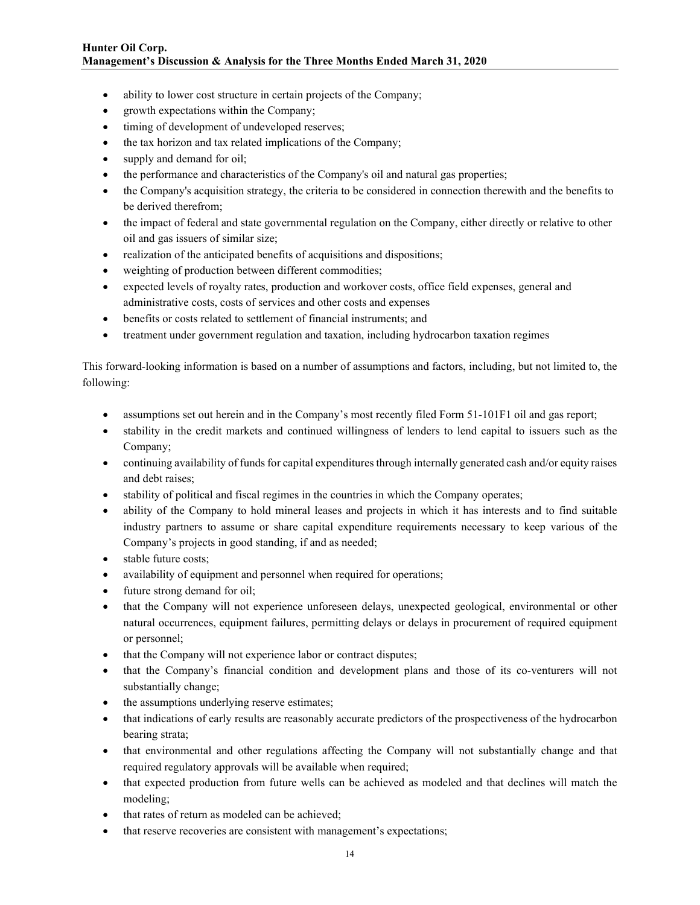- ability to lower cost structure in certain projects of the Company;
- growth expectations within the Company;
- timing of development of undeveloped reserves;
- the tax horizon and tax related implications of the Company;
- supply and demand for oil;
- the performance and characteristics of the Company's oil and natural gas properties;
- the Company's acquisition strategy, the criteria to be considered in connection therewith and the benefits to be derived therefrom;
- the impact of federal and state governmental regulation on the Company, either directly or relative to other oil and gas issuers of similar size;
- realization of the anticipated benefits of acquisitions and dispositions;
- weighting of production between different commodities;
- expected levels of royalty rates, production and workover costs, office field expenses, general and administrative costs, costs of services and other costs and expenses
- benefits or costs related to settlement of financial instruments; and
- treatment under government regulation and taxation, including hydrocarbon taxation regimes

This forward-looking information is based on a number of assumptions and factors, including, but not limited to, the following:

- assumptions set out herein and in the Company's most recently filed Form 51-101F1 oil and gas report;
- stability in the credit markets and continued willingness of lenders to lend capital to issuers such as the Company;
- continuing availability of funds for capital expenditures through internally generated cash and/or equity raises and debt raises;
- stability of political and fiscal regimes in the countries in which the Company operates;
- ability of the Company to hold mineral leases and projects in which it has interests and to find suitable industry partners to assume or share capital expenditure requirements necessary to keep various of the Company's projects in good standing, if and as needed;
- stable future costs;
- availability of equipment and personnel when required for operations;
- future strong demand for oil;
- that the Company will not experience unforeseen delays, unexpected geological, environmental or other natural occurrences, equipment failures, permitting delays or delays in procurement of required equipment or personnel;
- that the Company will not experience labor or contract disputes;
- that the Company's financial condition and development plans and those of its co-venturers will not substantially change;
- the assumptions underlying reserve estimates;
- that indications of early results are reasonably accurate predictors of the prospectiveness of the hydrocarbon bearing strata;
- that environmental and other regulations affecting the Company will not substantially change and that required regulatory approvals will be available when required;
- that expected production from future wells can be achieved as modeled and that declines will match the modeling;
- that rates of return as modeled can be achieved;
- that reserve recoveries are consistent with management's expectations;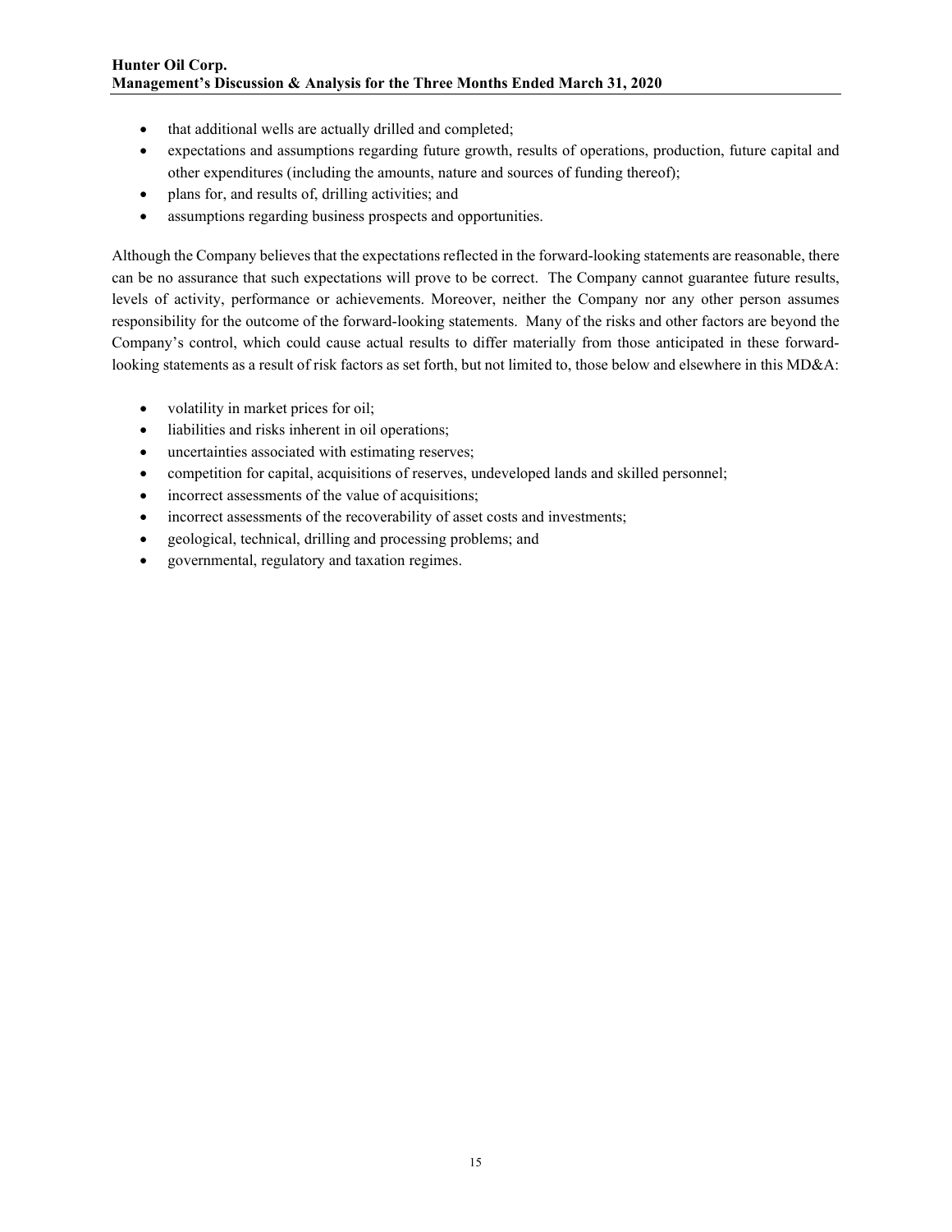- that additional wells are actually drilled and completed;
- expectations and assumptions regarding future growth, results of operations, production, future capital and other expenditures (including the amounts, nature and sources of funding thereof);
- plans for, and results of, drilling activities; and
- assumptions regarding business prospects and opportunities.

Although the Company believes that the expectations reflected in the forward-looking statements are reasonable, there can be no assurance that such expectations will prove to be correct. The Company cannot guarantee future results, levels of activity, performance or achievements. Moreover, neither the Company nor any other person assumes responsibility for the outcome of the forward-looking statements. Many of the risks and other factors are beyond the Company's control, which could cause actual results to differ materially from those anticipated in these forward-looking statements as a result of risk factors as set forth, but not limited to, those below and elsewhere in this MD&A:

- volatility in market prices for oil;
- liabilities and risks inherent in oil operations;
- uncertainties associated with estimating reserves;
- competition for capital, acquisitions of reserves, undeveloped lands and skilled personnel;
- incorrect assessments of the value of acquisitions;
- incorrect assessments of the recoverability of asset costs and investments;
- geological, technical, drilling and processing problems; and
- governmental, regulatory and taxation regimes.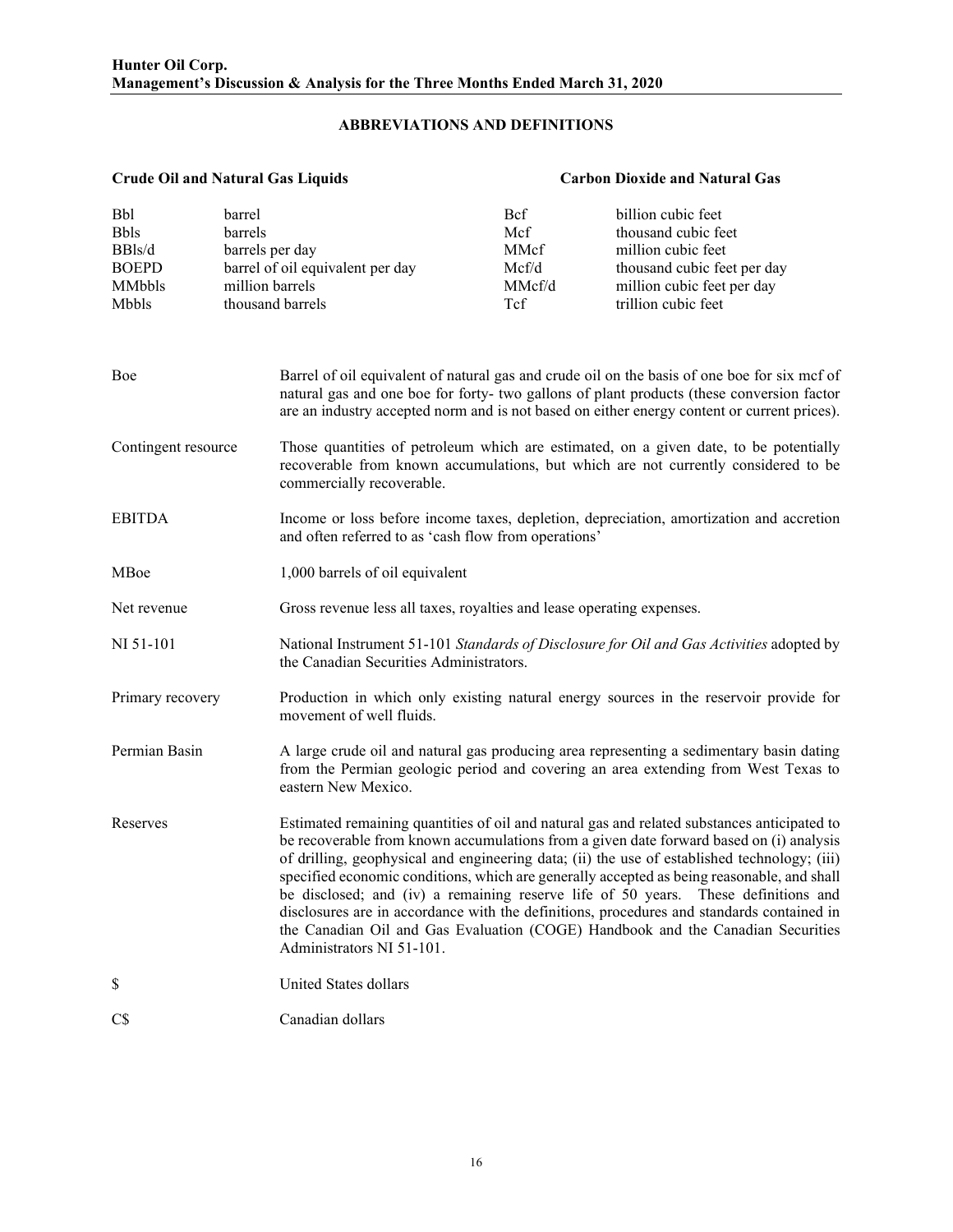## ABBREVIATIONS AND DEFINITIONS

| Crude Oil and Natural Gas Liquids | | Carbon Dioxide and Natural Gas | |
|---|---|---|---|
| Bbl | barrel | Bcf | billion cubic feet |
| Bbls | barrels | Mcf | thousand cubic feet |
| BBls/d | barrels per day | MMcf | million cubic feet |
| BOEPD | barrel of oil equivalent per day | Mcf/d | thousand cubic feet per day |
| MMbbls | million barrels | MMcf/d | million cubic feet per day |
| Mbbls | thousand barrels | Tcf | trillion cubic feet |

| | |
|---|---|
| Boe | Barrel of oil equivalent of natural gas and crude oil on the basis of one boe for six mcf of natural gas and one boe for forty- two gallons of plant products (these conversion factor are an industry accepted norm and is not based on either energy content or current prices). |
| Contingent resource | Those quantities of petroleum which are estimated, on a given date, to be potentially recoverable from known accumulations, but which are not currently considered to be commercially recoverable. |
| EBITDA | Income or loss before income taxes, depletion, depreciation, amortization and accretion and often referred to as 'cash flow from operations' |
| MBoe | 1,000 barrels of oil equivalent |
| Net revenue | Gross revenue less all taxes, royalties and lease operating expenses. |
| NI 51-101 | National Instrument 51-101 *Standards of Disclosure for Oil and Gas Activities* adopted by the Canadian Securities Administrators. |
| Primary recovery | Production in which only existing natural energy sources in the reservoir provide for movement of well fluids. |
| Permian Basin | A large crude oil and natural gas producing area representing a sedimentary basin dating from the Permian geologic period and covering an area extending from West Texas to eastern New Mexico. |
| Reserves | Estimated remaining quantities of oil and natural gas and related substances anticipated to be recoverable from known accumulations from a given date forward based on (i) analysis of drilling, geophysical and engineering data; (ii) the use of established technology; (iii) specified economic conditions, which are generally accepted as being reasonable, and shall be disclosed; and (iv) a remaining reserve life of 50 years. These definitions and disclosures are in accordance with the definitions, procedures and standards contained in the Canadian Oil and Gas Evaluation (COGE) Handbook and the Canadian Securities Administrators NI 51-101. |
| $ | United States dollars |
| C$ | Canadian dollars |